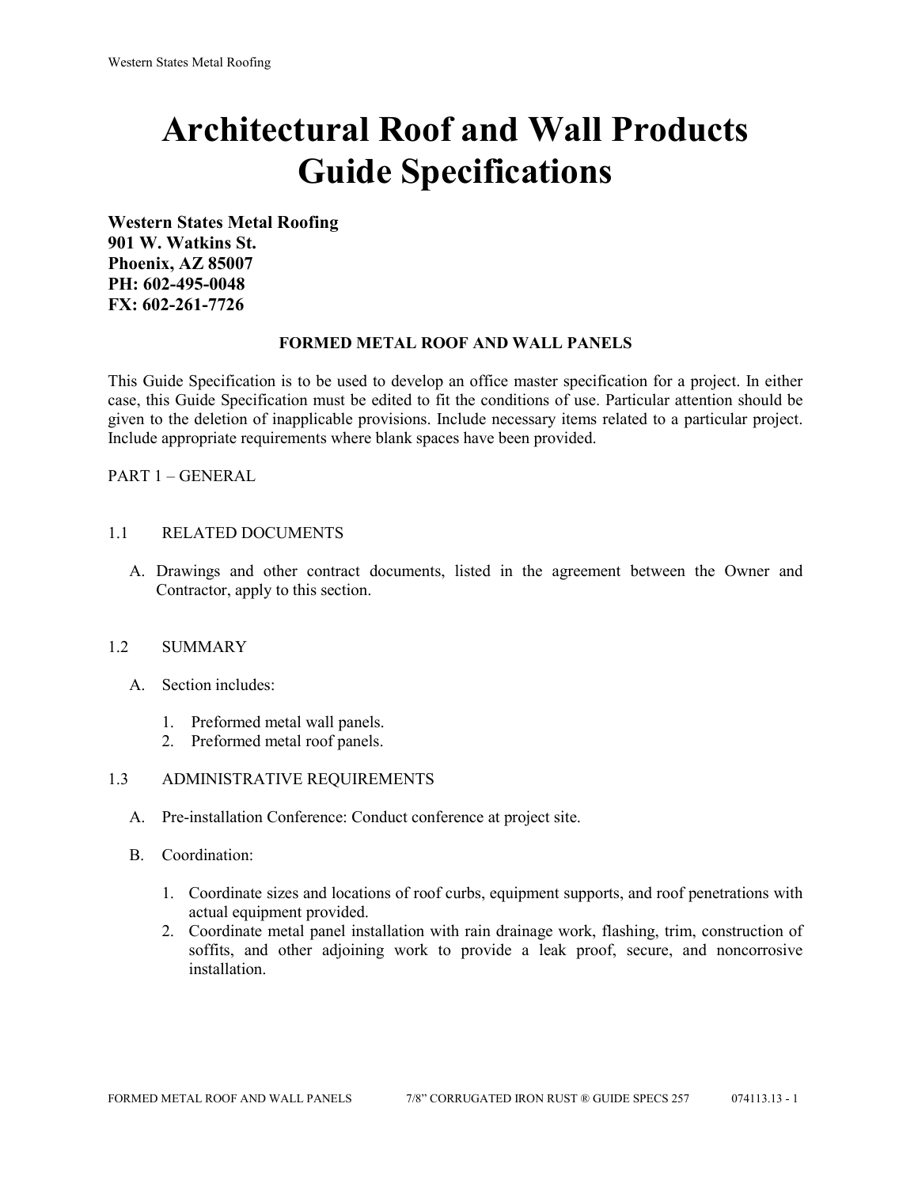# Architectural Roof and Wall Products Guide Specifications

**Western States Metal Roofing**
**901 W. Watkins St.**
**Phoenix, AZ 85007**
**PH: 602-495-0048**
**FX: 602-261-7726**

**FORMED METAL ROOF AND WALL PANELS**

This Guide Specification is to be used to develop an office master specification for a project. In either case, this Guide Specification must be edited to fit the conditions of use. Particular attention should be given to the deletion of inapplicable provisions. Include necessary items related to a particular project. Include appropriate requirements where blank spaces have been provided.

PART 1 – GENERAL

1.1 RELATED DOCUMENTS

A. Drawings and other contract documents, listed in the agreement between the Owner and Contractor, apply to this section.

1.2 SUMMARY

A. Section includes:

1. Preformed metal wall panels.
2. Preformed metal roof panels.

1.3 ADMINISTRATIVE REQUIREMENTS

A. Pre-installation Conference: Conduct conference at project site.

B. Coordination:

1. Coordinate sizes and locations of roof curbs, equipment supports, and roof penetrations with actual equipment provided.
2. Coordinate metal panel installation with rain drainage work, flashing, trim, construction of soffits, and other adjoining work to provide a leak proof, secure, and noncorrosive installation.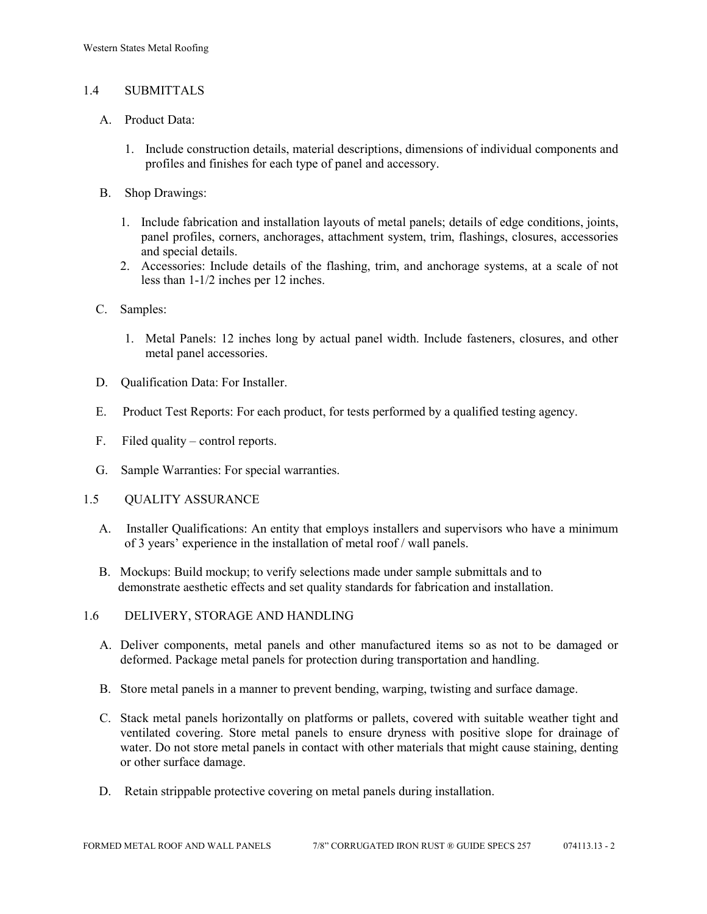## 1.4 SUBMITTALS

A. Product Data:

1. Include construction details, material descriptions, dimensions of individual components and profiles and finishes for each type of panel and accessory.

B. Shop Drawings:

1. Include fabrication and installation layouts of metal panels; details of edge conditions, joints, panel profiles, corners, anchorages, attachment system, trim, flashings, closures, accessories and special details.
2. Accessories: Include details of the flashing, trim, and anchorage systems, at a scale of not less than 1-1/2 inches per 12 inches.

C. Samples:

1. Metal Panels: 12 inches long by actual panel width. Include fasteners, closures, and other metal panel accessories.

D. Qualification Data: For Installer.

E. Product Test Reports: For each product, for tests performed by a qualified testing agency.

F. Filed quality – control reports.

G. Sample Warranties: For special warranties.

## 1.5 QUALITY ASSURANCE

A. Installer Qualifications: An entity that employs installers and supervisors who have a minimum of 3 years' experience in the installation of metal roof / wall panels.

B. Mockups: Build mockup; to verify selections made under sample submittals and to demonstrate aesthetic effects and set quality standards for fabrication and installation.

## 1.6 DELIVERY, STORAGE AND HANDLING

A. Deliver components, metal panels and other manufactured items so as not to be damaged or deformed. Package metal panels for protection during transportation and handling.

B. Store metal panels in a manner to prevent bending, warping, twisting and surface damage.

C. Stack metal panels horizontally on platforms or pallets, covered with suitable weather tight and ventilated covering. Store metal panels to ensure dryness with positive slope for drainage of water. Do not store metal panels in contact with other materials that might cause staining, denting or other surface damage.

D. Retain strippable protective covering on metal panels during installation.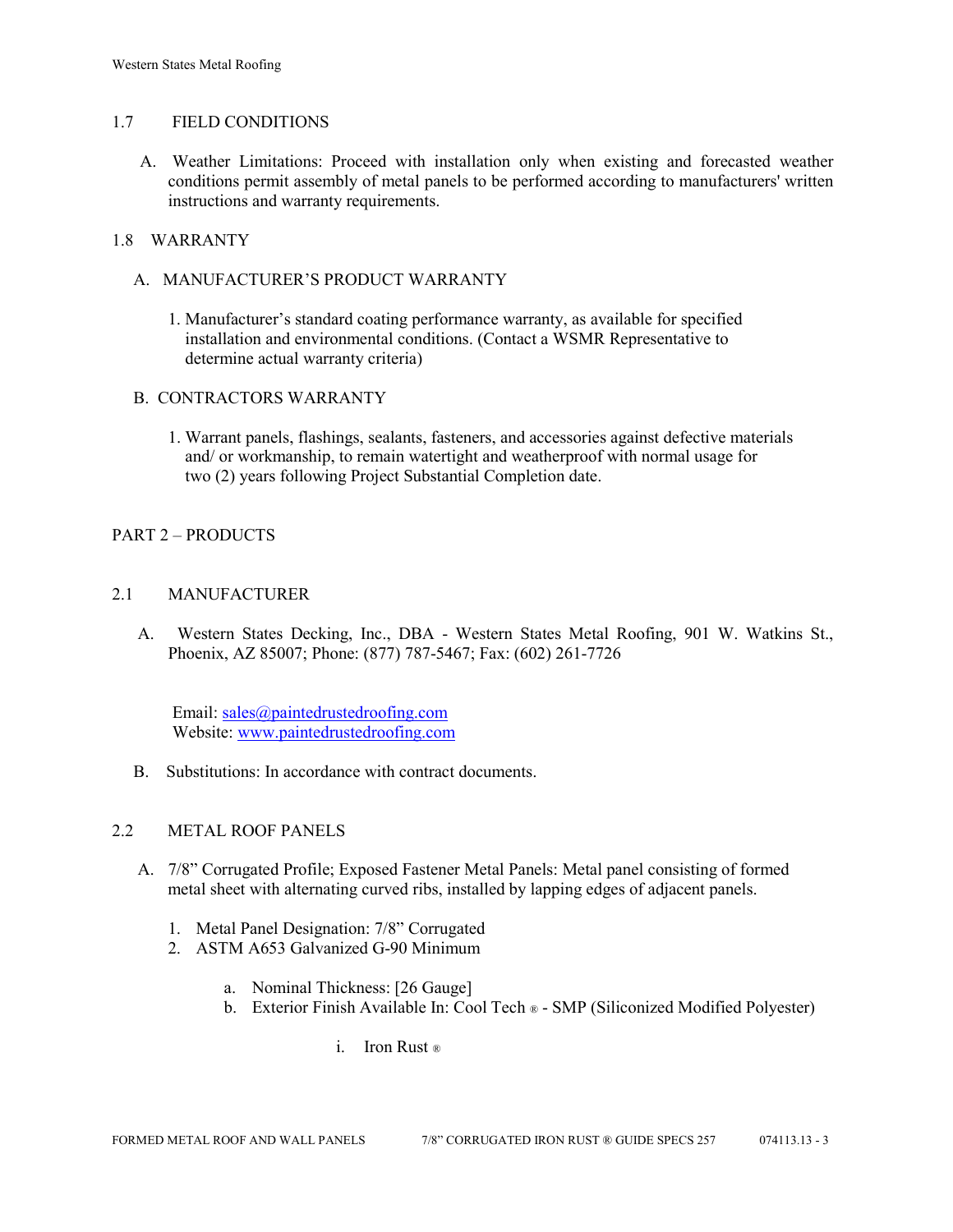## 1.7 FIELD CONDITIONS

A. Weather Limitations: Proceed with installation only when existing and forecasted weather conditions permit assembly of metal panels to be performed according to manufacturers' written instructions and warranty requirements.

## 1.8 WARRANTY

A. MANUFACTURER'S PRODUCT WARRANTY

1. Manufacturer's standard coating performance warranty, as available for specified installation and environmental conditions. (Contact a WSMR Representative to determine actual warranty criteria)

B. CONTRACTORS WARRANTY

1. Warrant panels, flashings, sealants, fasteners, and accessories against defective materials and/ or workmanship, to remain watertight and weatherproof with normal usage for two (2) years following Project Substantial Completion date.

# PART 2 – PRODUCTS

## 2.1 MANUFACTURER

A. Western States Decking, Inc., DBA - Western States Metal Roofing, 901 W. Watkins St., Phoenix, AZ 85007; Phone: (877) 787-5467; Fax: (602) 261-7726

Email: sales@paintedrustedroofing.com
Website: www.paintedrustedroofing.com

B. Substitutions: In accordance with contract documents.

## 2.2 METAL ROOF PANELS

A. 7/8" Corrugated Profile; Exposed Fastener Metal Panels: Metal panel consisting of formed metal sheet with alternating curved ribs, installed by lapping edges of adjacent panels.

1. Metal Panel Designation: 7/8" Corrugated
2. ASTM A653 Galvanized G-90 Minimum
   a. Nominal Thickness: [26 Gauge]
   b. Exterior Finish Available In: Cool Tech ® - SMP (Siliconized Modified Polyester)
      i. Iron Rust ®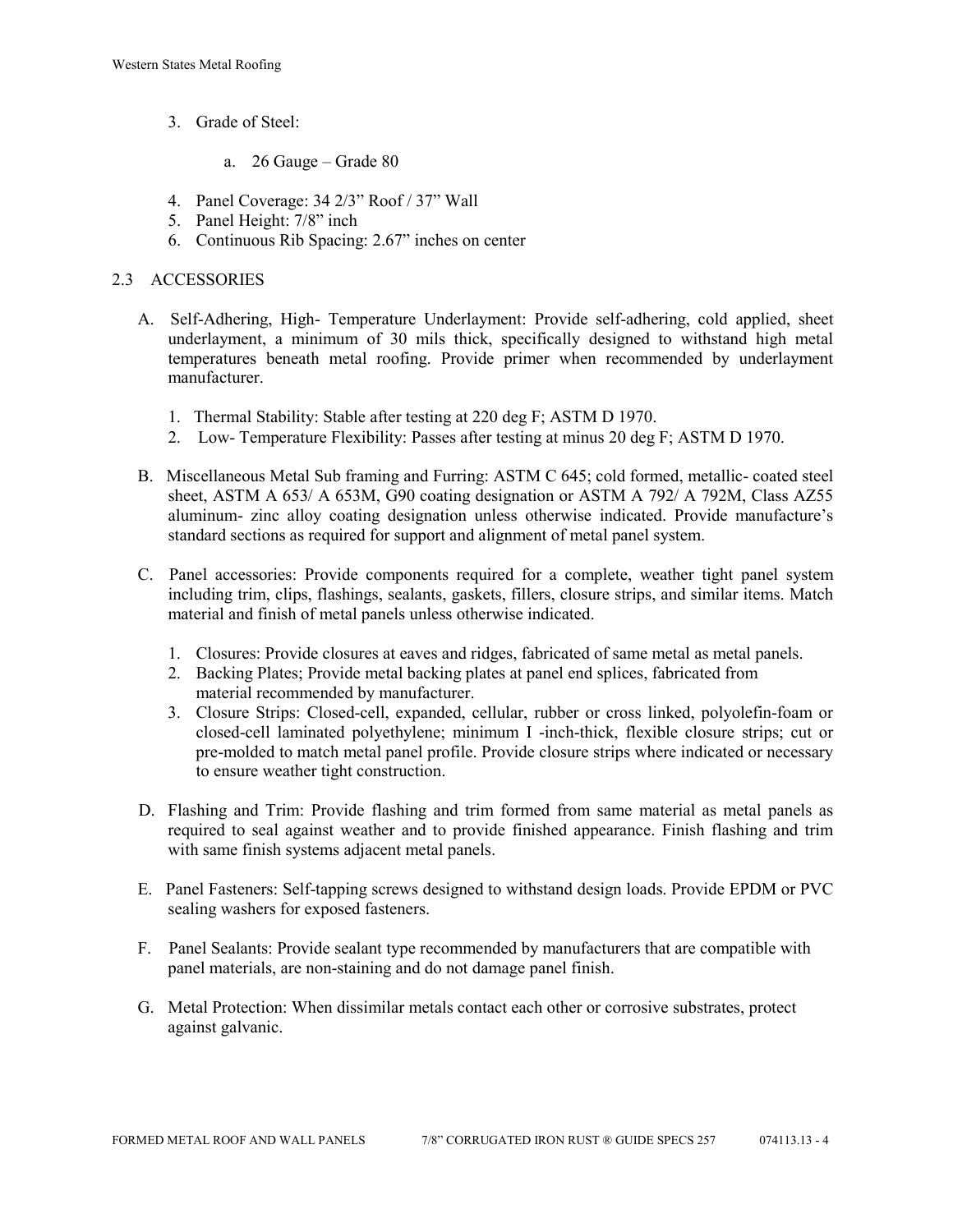3. Grade of Steel:

    a. 26 Gauge – Grade 80

4. Panel Coverage: 34 2/3" Roof / 37" Wall
5. Panel Height: 7/8" inch
6. Continuous Rib Spacing: 2.67" inches on center

## 2.3 ACCESSORIES

A. Self-Adhering, High- Temperature Underlayment: Provide self-adhering, cold applied, sheet underlayment, a minimum of 30 mils thick, specifically designed to withstand high metal temperatures beneath metal roofing. Provide primer when recommended by underlayment manufacturer.

    1. Thermal Stability: Stable after testing at 220 deg F; ASTM D 1970.
    2. Low- Temperature Flexibility: Passes after testing at minus 20 deg F; ASTM D 1970.

B. Miscellaneous Metal Sub framing and Furring: ASTM C 645; cold formed, metallic- coated steel sheet, ASTM A 653/ A 653M, G90 coating designation or ASTM A 792/ A 792M, Class AZ55 aluminum- zinc alloy coating designation unless otherwise indicated. Provide manufacture's standard sections as required for support and alignment of metal panel system.

C. Panel accessories: Provide components required for a complete, weather tight panel system including trim, clips, flashings, sealants, gaskets, fillers, closure strips, and similar items. Match material and finish of metal panels unless otherwise indicated.

    1. Closures: Provide closures at eaves and ridges, fabricated of same metal as metal panels.
    2. Backing Plates; Provide metal backing plates at panel end splices, fabricated from material recommended by manufacturer.
    3. Closure Strips: Closed-cell, expanded, cellular, rubber or cross linked, polyolefin-foam or closed-cell laminated polyethylene; minimum I -inch-thick, flexible closure strips; cut or pre-molded to match metal panel profile. Provide closure strips where indicated or necessary to ensure weather tight construction.

D. Flashing and Trim: Provide flashing and trim formed from same material as metal panels as required to seal against weather and to provide finished appearance. Finish flashing and trim with same finish systems adjacent metal panels.

E. Panel Fasteners: Self-tapping screws designed to withstand design loads. Provide EPDM or PVC sealing washers for exposed fasteners.

F. Panel Sealants: Provide sealant type recommended by manufacturers that are compatible with panel materials, are non-staining and do not damage panel finish.

G. Metal Protection: When dissimilar metals contact each other or corrosive substrates, protect against galvanic.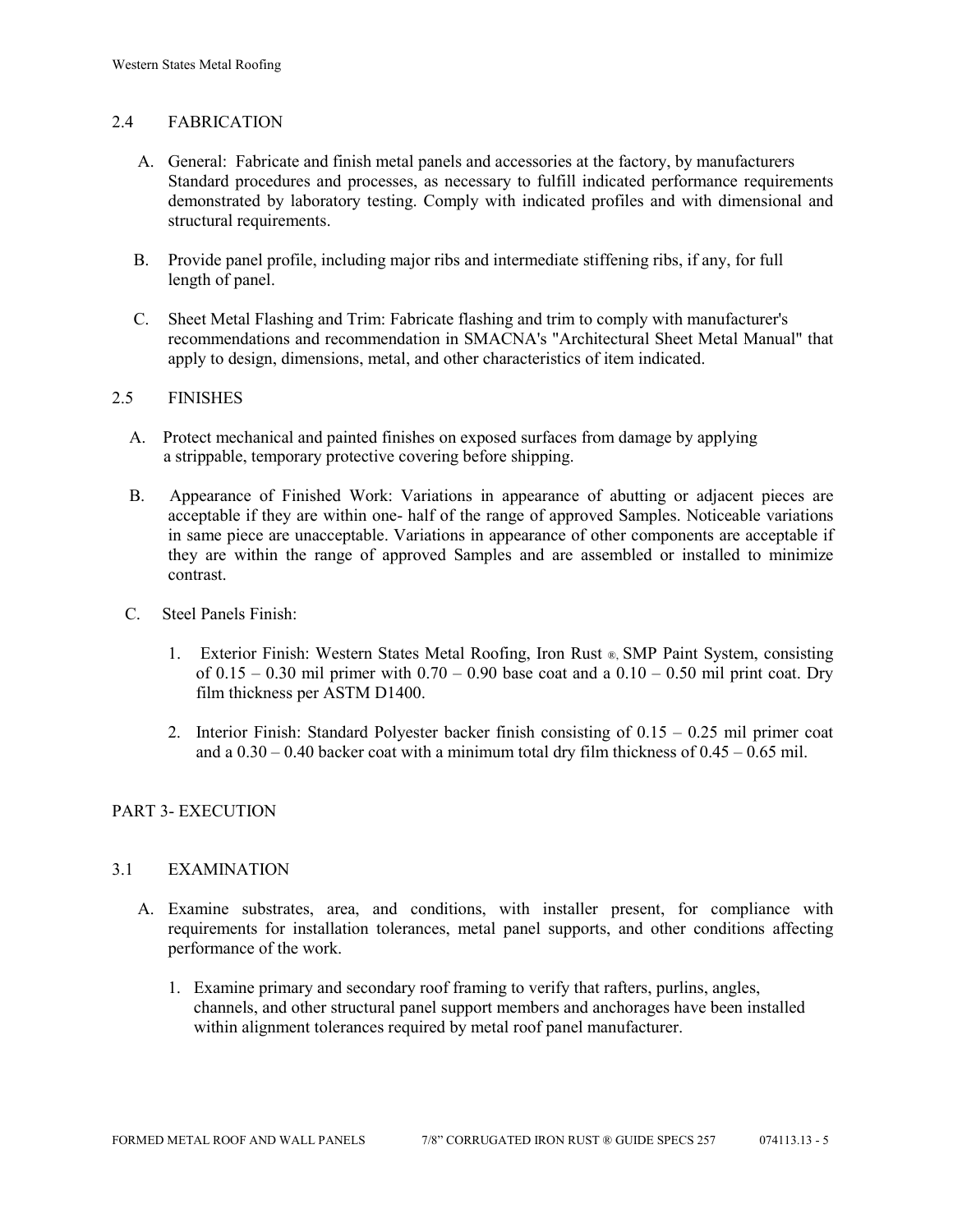## 2.4 FABRICATION

A. General: Fabricate and finish metal panels and accessories at the factory, by manufacturers Standard procedures and processes, as necessary to fulfill indicated performance requirements demonstrated by laboratory testing. Comply with indicated profiles and with dimensional and structural requirements.

B. Provide panel profile, including major ribs and intermediate stiffening ribs, if any, for full length of panel.

C. Sheet Metal Flashing and Trim: Fabricate flashing and trim to comply with manufacturer's recommendations and recommendation in SMACNA's "Architectural Sheet Metal Manual" that apply to design, dimensions, metal, and other characteristics of item indicated.

## 2.5 FINISHES

A. Protect mechanical and painted finishes on exposed surfaces from damage by applying a strippable, temporary protective covering before shipping.

B. Appearance of Finished Work: Variations in appearance of abutting or adjacent pieces are acceptable if they are within one- half of the range of approved Samples. Noticeable variations in same piece are unacceptable. Variations in appearance of other components are acceptable if they are within the range of approved Samples and are assembled or installed to minimize contrast.

C. Steel Panels Finish:

1. Exterior Finish: Western States Metal Roofing, Iron Rust ®, SMP Paint System, consisting of 0.15 – 0.30 mil primer with 0.70 – 0.90 base coat and a 0.10 – 0.50 mil print coat. Dry film thickness per ASTM D1400.

2. Interior Finish: Standard Polyester backer finish consisting of 0.15 – 0.25 mil primer coat and a 0.30 – 0.40 backer coat with a minimum total dry film thickness of 0.45 – 0.65 mil.

# PART 3- EXECUTION

## 3.1 EXAMINATION

A. Examine substrates, area, and conditions, with installer present, for compliance with requirements for installation tolerances, metal panel supports, and other conditions affecting performance of the work.

1. Examine primary and secondary roof framing to verify that rafters, purlins, angles, channels, and other structural panel support members and anchorages have been installed within alignment tolerances required by metal roof panel manufacturer.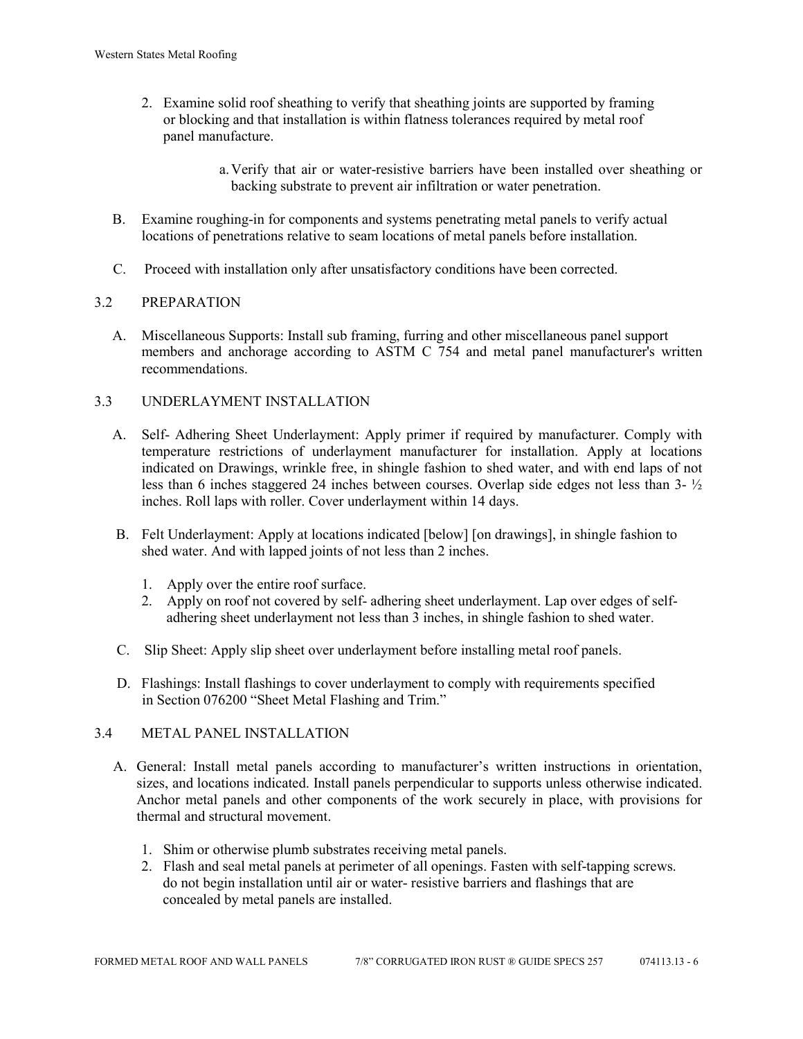2. Examine solid roof sheathing to verify that sheathing joints are supported by framing or blocking and that installation is within flatness tolerances required by metal roof panel manufacture.

   a. Verify that air or water-resistive barriers have been installed over sheathing or backing substrate to prevent air infiltration or water penetration.

B. Examine roughing-in for components and systems penetrating metal panels to verify actual locations of penetrations relative to seam locations of metal panels before installation.

C. Proceed with installation only after unsatisfactory conditions have been corrected.

## 3.2 PREPARATION

A. Miscellaneous Supports: Install sub framing, furring and other miscellaneous panel support members and anchorage according to ASTM C 754 and metal panel manufacturer's written recommendations.

## 3.3 UNDERLAYMENT INSTALLATION

A. Self- Adhering Sheet Underlayment: Apply primer if required by manufacturer. Comply with temperature restrictions of underlayment manufacturer for installation. Apply at locations indicated on Drawings, wrinkle free, in shingle fashion to shed water, and with end laps of not less than 6 inches staggered 24 inches between courses. Overlap side edges not less than 3- ½ inches. Roll laps with roller. Cover underlayment within 14 days.

B. Felt Underlayment: Apply at locations indicated [below] [on drawings], in shingle fashion to shed water. And with lapped joints of not less than 2 inches.

   1. Apply over the entire roof surface.
   2. Apply on roof not covered by self- adhering sheet underlayment. Lap over edges of self-adhering sheet underlayment not less than 3 inches, in shingle fashion to shed water.

C. Slip Sheet: Apply slip sheet over underlayment before installing metal roof panels.

D. Flashings: Install flashings to cover underlayment to comply with requirements specified in Section 076200 "Sheet Metal Flashing and Trim."

## 3.4 METAL PANEL INSTALLATION

A. General: Install metal panels according to manufacturer's written instructions in orientation, sizes, and locations indicated. Install panels perpendicular to supports unless otherwise indicated. Anchor metal panels and other components of the work securely in place, with provisions for thermal and structural movement.

   1. Shim or otherwise plumb substrates receiving metal panels.
   2. Flash and seal metal panels at perimeter of all openings. Fasten with self-tapping screws. do not begin installation until air or water- resistive barriers and flashings that are concealed by metal panels are installed.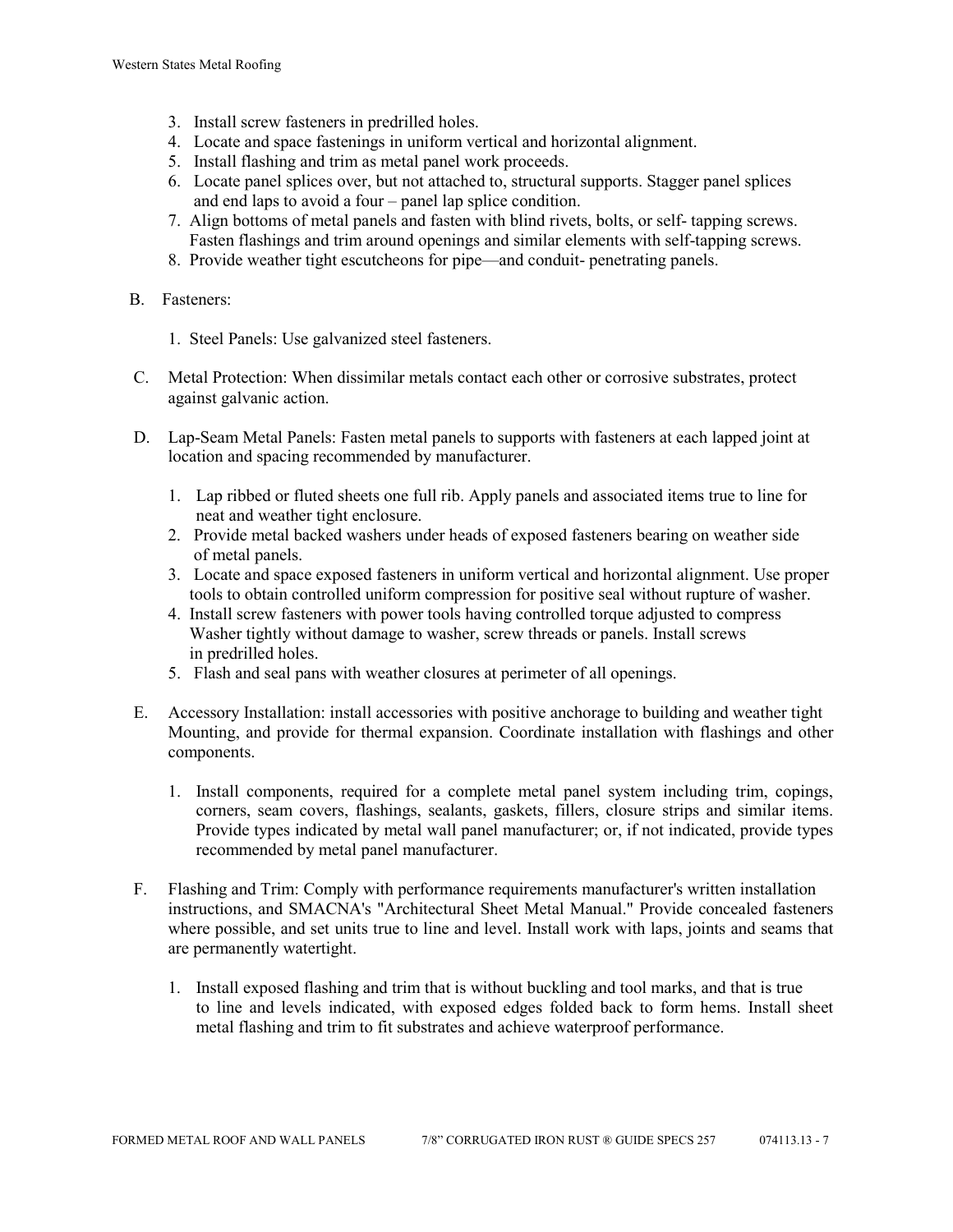3. Install screw fasteners in predrilled holes.
4. Locate and space fastenings in uniform vertical and horizontal alignment.
5. Install flashing and trim as metal panel work proceeds.
6. Locate panel splices over, but not attached to, structural supports. Stagger panel splices and end laps to avoid a four – panel lap splice condition.
7. Align bottoms of metal panels and fasten with blind rivets, bolts, or self- tapping screws. Fasten flashings and trim around openings and similar elements with self-tapping screws.
8. Provide weather tight escutcheons for pipe—and conduit- penetrating panels.

B. Fasteners:

1. Steel Panels: Use galvanized steel fasteners.

C. Metal Protection: When dissimilar metals contact each other or corrosive substrates, protect against galvanic action.

D. Lap-Seam Metal Panels: Fasten metal panels to supports with fasteners at each lapped joint at location and spacing recommended by manufacturer.

1. Lap ribbed or fluted sheets one full rib. Apply panels and associated items true to line for neat and weather tight enclosure.
2. Provide metal backed washers under heads of exposed fasteners bearing on weather side of metal panels.
3. Locate and space exposed fasteners in uniform vertical and horizontal alignment. Use proper tools to obtain controlled uniform compression for positive seal without rupture of washer.
4. Install screw fasteners with power tools having controlled torque adjusted to compress Washer tightly without damage to washer, screw threads or panels. Install screws in predrilled holes.
5. Flash and seal pans with weather closures at perimeter of all openings.

E. Accessory Installation: install accessories with positive anchorage to building and weather tight Mounting, and provide for thermal expansion. Coordinate installation with flashings and other components.

1. Install components, required for a complete metal panel system including trim, copings, corners, seam covers, flashings, sealants, gaskets, fillers, closure strips and similar items. Provide types indicated by metal wall panel manufacturer; or, if not indicated, provide types recommended by metal panel manufacturer.

F. Flashing and Trim: Comply with performance requirements manufacturer's written installation instructions, and SMACNA's "Architectural Sheet Metal Manual." Provide concealed fasteners where possible, and set units true to line and level. Install work with laps, joints and seams that are permanently watertight.

1. Install exposed flashing and trim that is without buckling and tool marks, and that is true to line and levels indicated, with exposed edges folded back to form hems. Install sheet metal flashing and trim to fit substrates and achieve waterproof performance.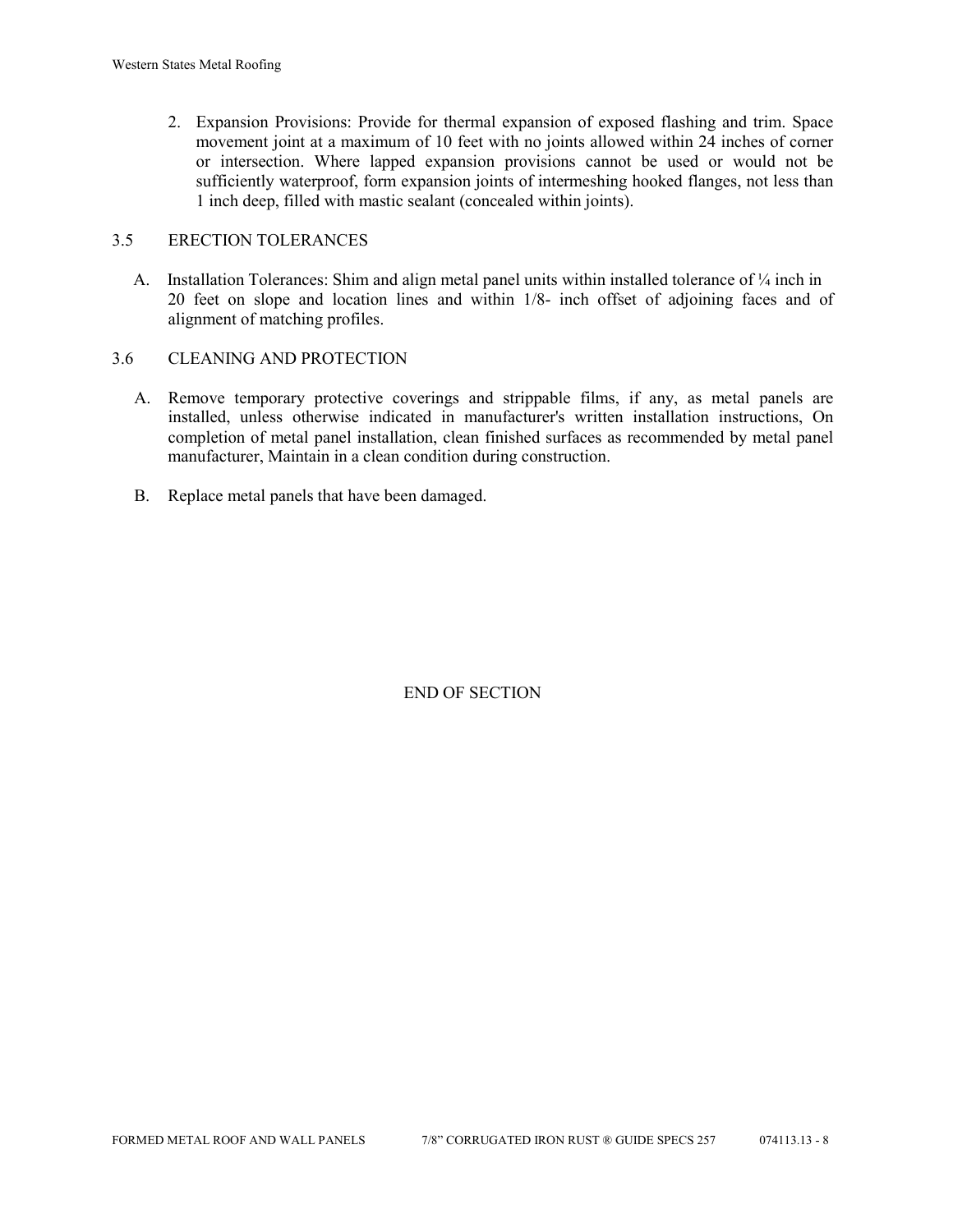2. Expansion Provisions: Provide for thermal expansion of exposed flashing and trim. Space movement joint at a maximum of 10 feet with no joints allowed within 24 inches of corner or intersection. Where lapped expansion provisions cannot be used or would not be sufficiently waterproof, form expansion joints of intermeshing hooked flanges, not less than 1 inch deep, filled with mastic sealant (concealed within joints).

## 3.5 ERECTION TOLERANCES

A. Installation Tolerances: Shim and align metal panel units within installed tolerance of ¼ inch in 20 feet on slope and location lines and within 1/8- inch offset of adjoining faces and of alignment of matching profiles.

## 3.6 CLEANING AND PROTECTION

A. Remove temporary protective coverings and strippable films, if any, as metal panels are installed, unless otherwise indicated in manufacturer's written installation instructions, On completion of metal panel installation, clean finished surfaces as recommended by metal panel manufacturer, Maintain in a clean condition during construction.

B. Replace metal panels that have been damaged.

END OF SECTION